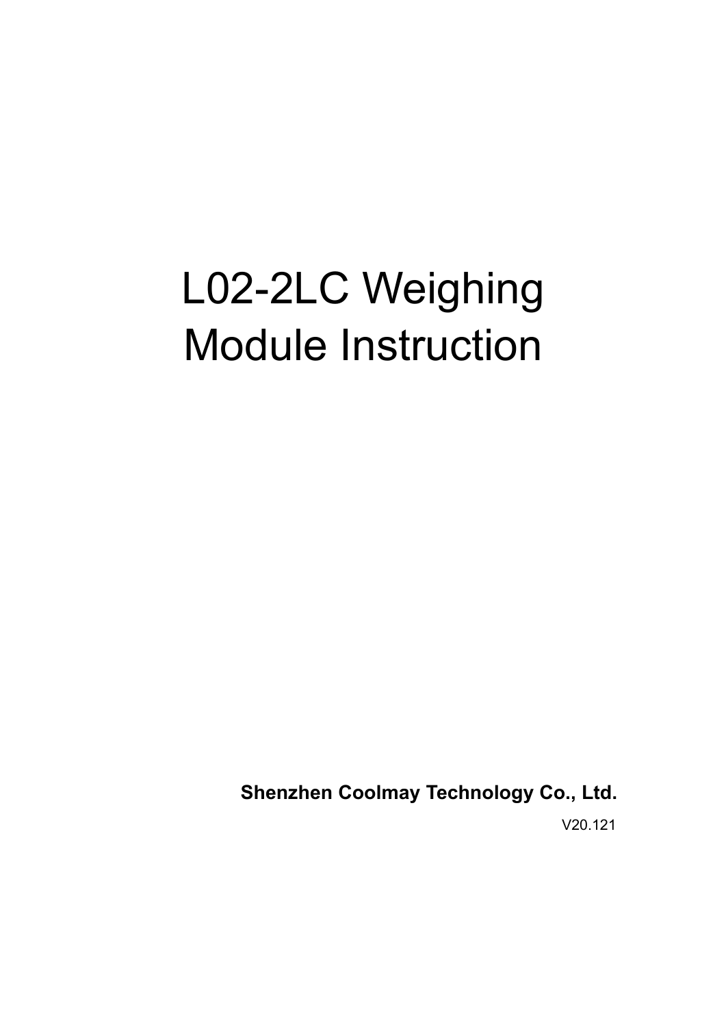# L02-2LC Weighing Module Instruction

**Shenzhen Coolmay Technology Co., Ltd.**

V20.121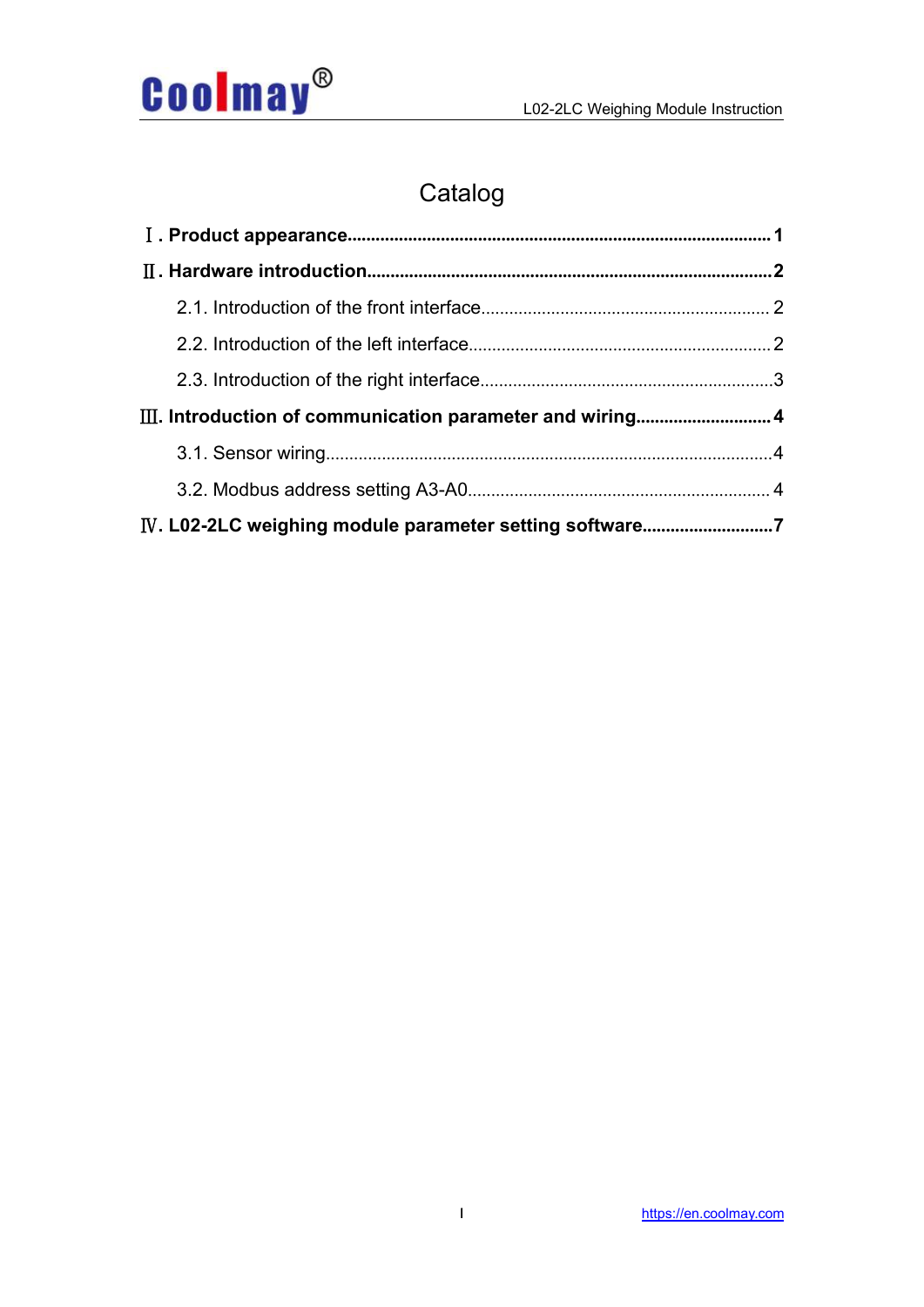# Catalog

**Ⅰ. Product appearance....................................................................................1**

**Ⅱ. Hardware introduction.................................................................................2**

2.1. Introduction of the front interface.............................................................2

2.2. Introduction of the left interface................................................................2

2.3. Introduction of the right interface..............................................................3

**Ⅲ. Introduction of communication parameter and wiring............................4**

3.1. Sensor wiring..............................................................................................4

3.2. Modbus address setting A3-A0...................................................................4

**Ⅳ. L02-2LC weighing module parameter setting software...........................7**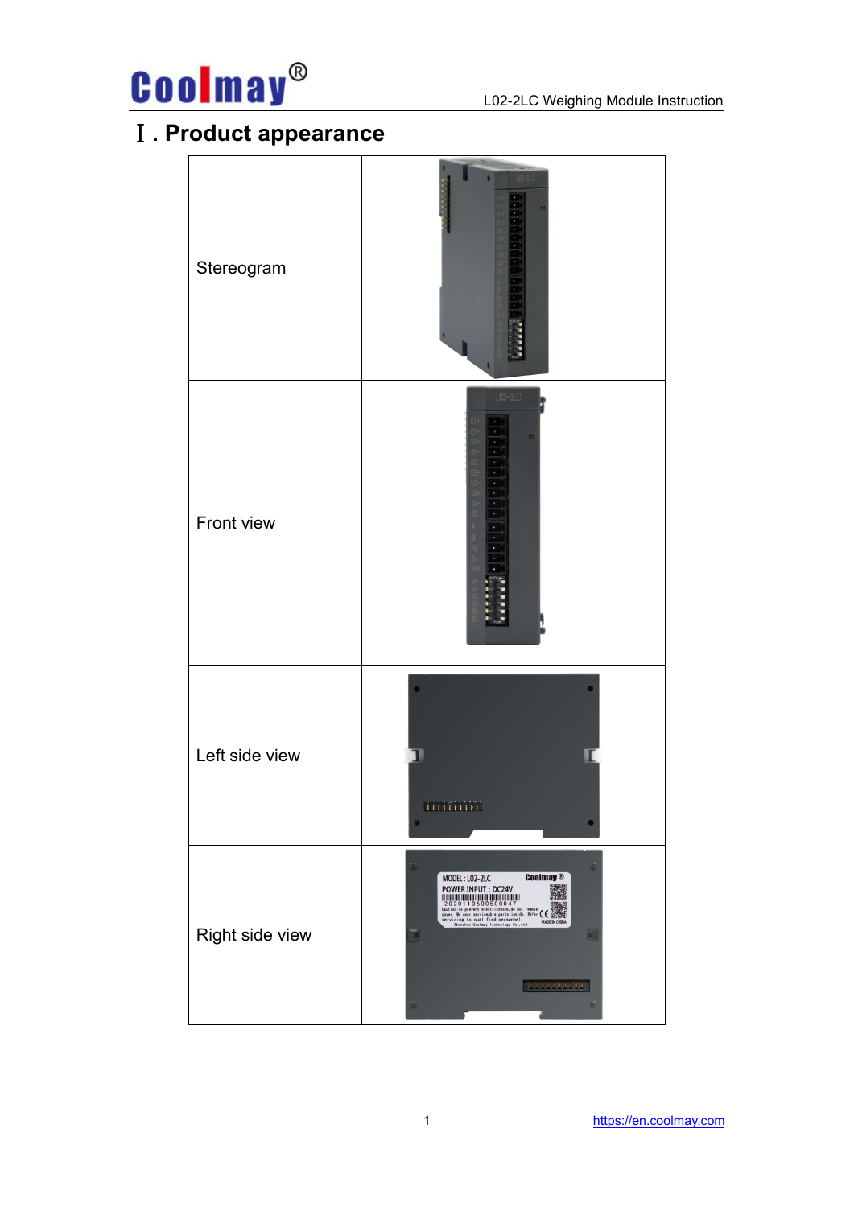# Ⅰ. Product appearance

| | |
|---|---|
| Stereogram | |
| Front view | |
| Left side view | |
| Right side view | |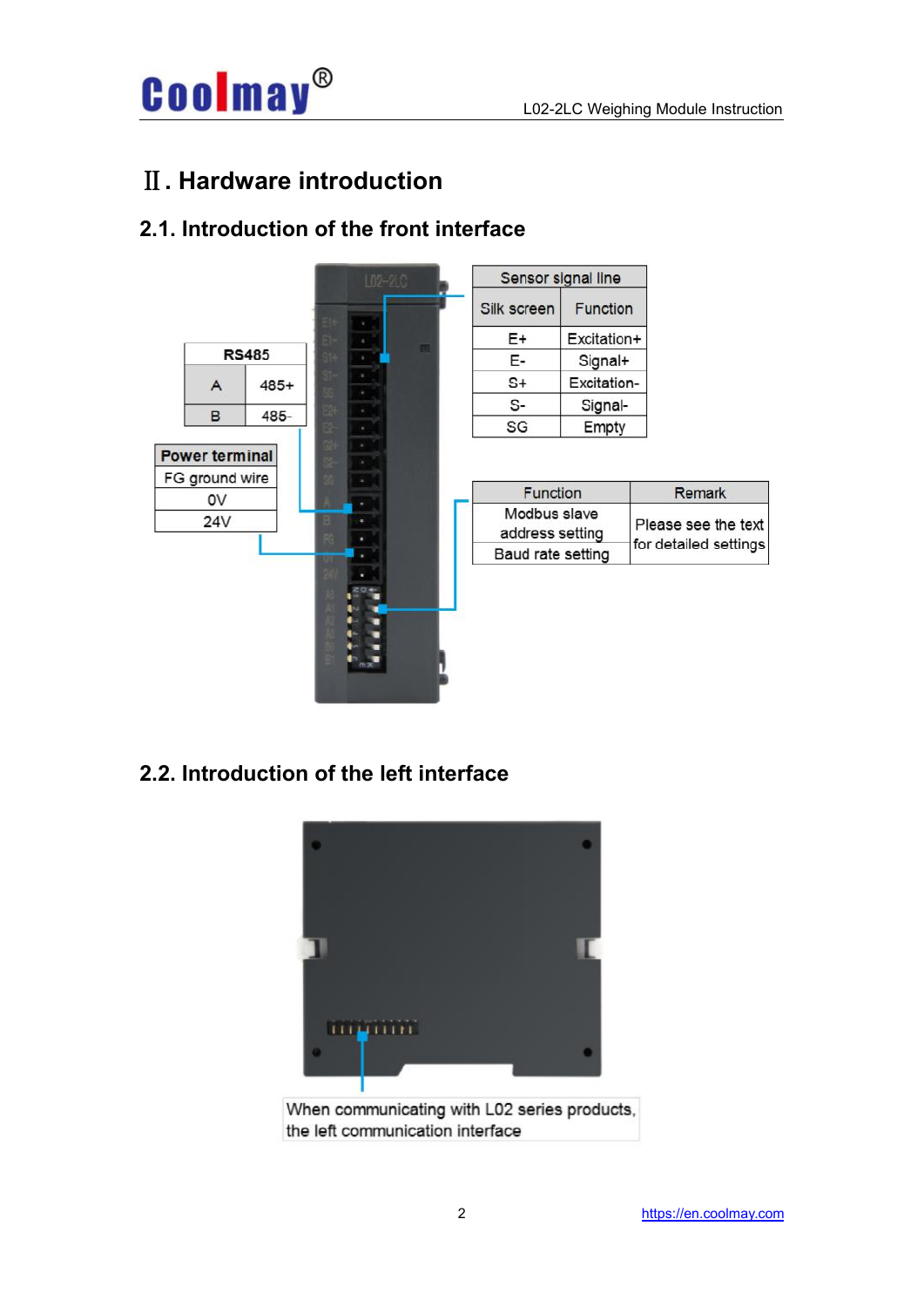# Ⅱ. Hardware introduction

## 2.1. Introduction of the front interface

| Sensor signal line | |
|---|---|
| Silk screen | Function |
| E+ | Excitation+ |
| E- | Signal+ |
| S+ | Excitation- |
| S- | Signal- |
| SG | Empty |

| RS485 | |
|---|---|
| A | 485+ |
| B | 485- |

| Power terminal |
|---|
| FG ground wire |
| 0V |
| 24V |

| Function | Remark |
|---|---|
| Modbus slave address setting | Please see the text for detailed settings |
| Baud rate setting | |

## 2.2. Introduction of the left interface

When communicating with L02 series products, the left communication interface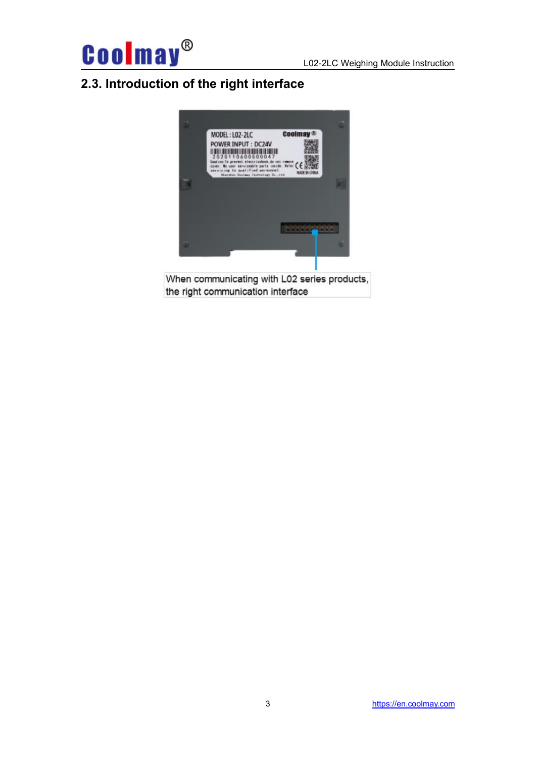## 2.3. Introduction of the right interface

When communicating with L02 series products, the right communication interface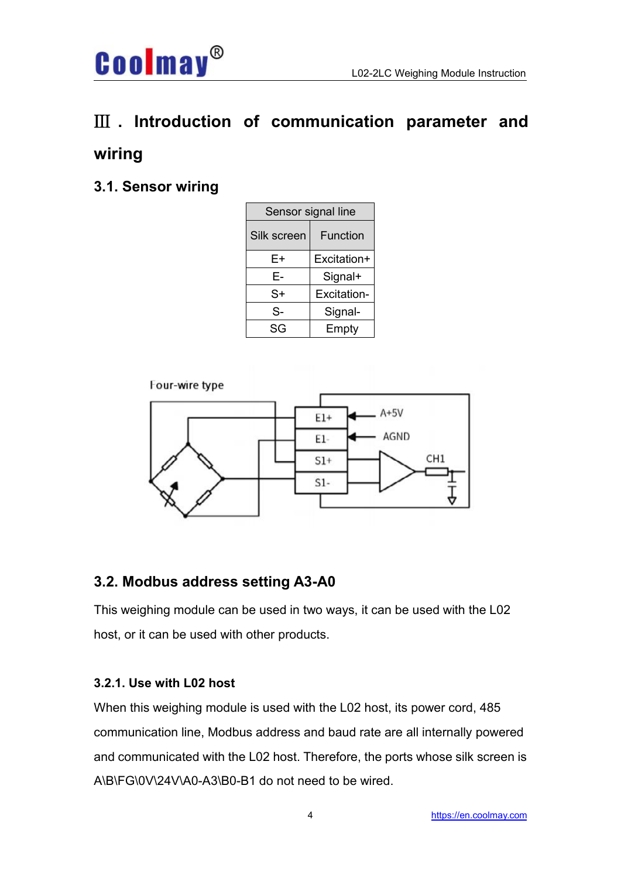# Ⅲ . Introduction of communication parameter and wiring

## 3.1. Sensor wiring

| Sensor signal line | |
|---|---|
| Silk screen | Function |
| E+ | Excitation+ |
| E- | Signal+ |
| S+ | Excitation- |
| S- | Signal- |
| SG | Empty |

Four-wire type

E1+ ← A+5V
E1- ← AGND
S1+
S1-
CH1

## 3.2. Modbus address setting A3-A0

This weighing module can be used in two ways, it can be used with the L02 host, or it can be used with other products.

### 3.2.1. Use with L02 host

When this weighing module is used with the L02 host, its power cord, 485 communication line, Modbus address and baud rate are all internally powered and communicated with the L02 host. Therefore, the ports whose silk screen is A\B\FG\0V\24V\A0-A3\B0-B1 do not need to be wired.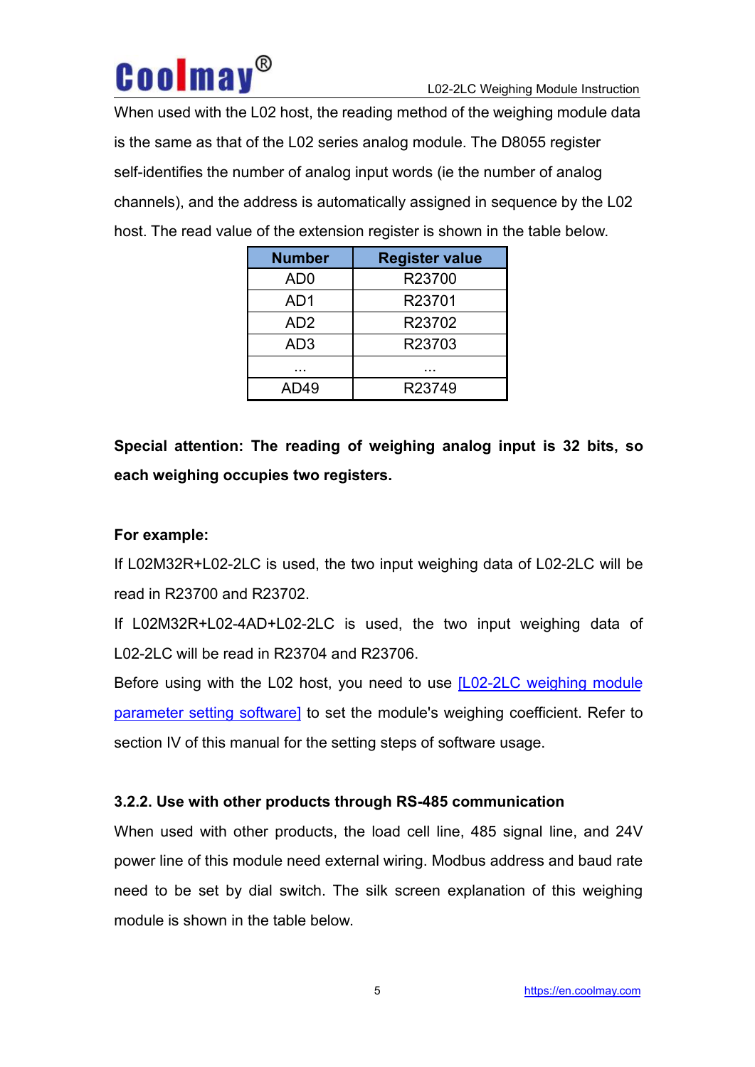When used with the L02 host, the reading method of the weighing module data is the same as that of the L02 series analog module. The D8055 register self-identifies the number of analog input words (ie the number of analog channels), and the address is automatically assigned in sequence by the L02 host. The read value of the extension register is shown in the table below.

| Number | Register value |
|---|---|
| AD0 | R23700 |
| AD1 | R23701 |
| AD2 | R23702 |
| AD3 | R23703 |
| ... | ... |
| AD49 | R23749 |

**Special attention: The reading of weighing analog input is 32 bits, so each weighing occupies two registers.**

**For example:**

If L02M32R+L02-2LC is used, the two input weighing data of L02-2LC will be read in R23700 and R23702.

If L02M32R+L02-4AD+L02-2LC is used, the two input weighing data of L02-2LC will be read in R23704 and R23706.

Before using with the L02 host, you need to use [L02-2LC weighing module parameter setting software] to set the module's weighing coefficient. Refer to section IV of this manual for the setting steps of software usage.

### 3.2.2. Use with other products through RS-485 communication

When used with other products, the load cell line, 485 signal line, and 24V power line of this module need external wiring. Modbus address and baud rate need to be set by dial switch. The silk screen explanation of this weighing module is shown in the table below.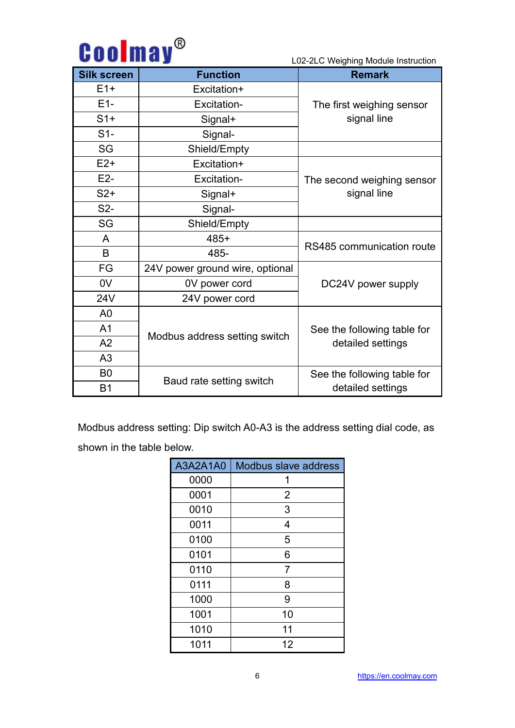| Silk screen | Function | Remark |
|---|---|---|
| E1+ | Excitation+ | The first weighing sensor signal line |
| E1- | Excitation- | |
| S1+ | Signal+ | |
| S1- | Signal- | |
| SG | Shield/Empty | |
| E2+ | Excitation+ | The second weighing sensor signal line |
| E2- | Excitation- | |
| S2+ | Signal+ | |
| S2- | Signal- | |
| SG | Shield/Empty | |
| A | 485+ | RS485 communication route |
| B | 485- | |
| FG | 24V power ground wire, optional | DC24V power supply |
| 0V | 0V power cord | |
| 24V | 24V power cord | |
| A0 | Modbus address setting switch | See the following table for detailed settings |
| A1 | | |
| A2 | | |
| A3 | | |
| B0 | Baud rate setting switch | See the following table for detailed settings |
| B1 | | |

Modbus address setting: Dip switch A0-A3 is the address setting dial code, as shown in the table below.

| A3A2A1A0 | Modbus slave address |
|---|---|
| 0000 | 1 |
| 0001 | 2 |
| 0010 | 3 |
| 0011 | 4 |
| 0100 | 5 |
| 0101 | 6 |
| 0110 | 7 |
| 0111 | 8 |
| 1000 | 9 |
| 1001 | 10 |
| 1010 | 11 |
| 1011 | 12 |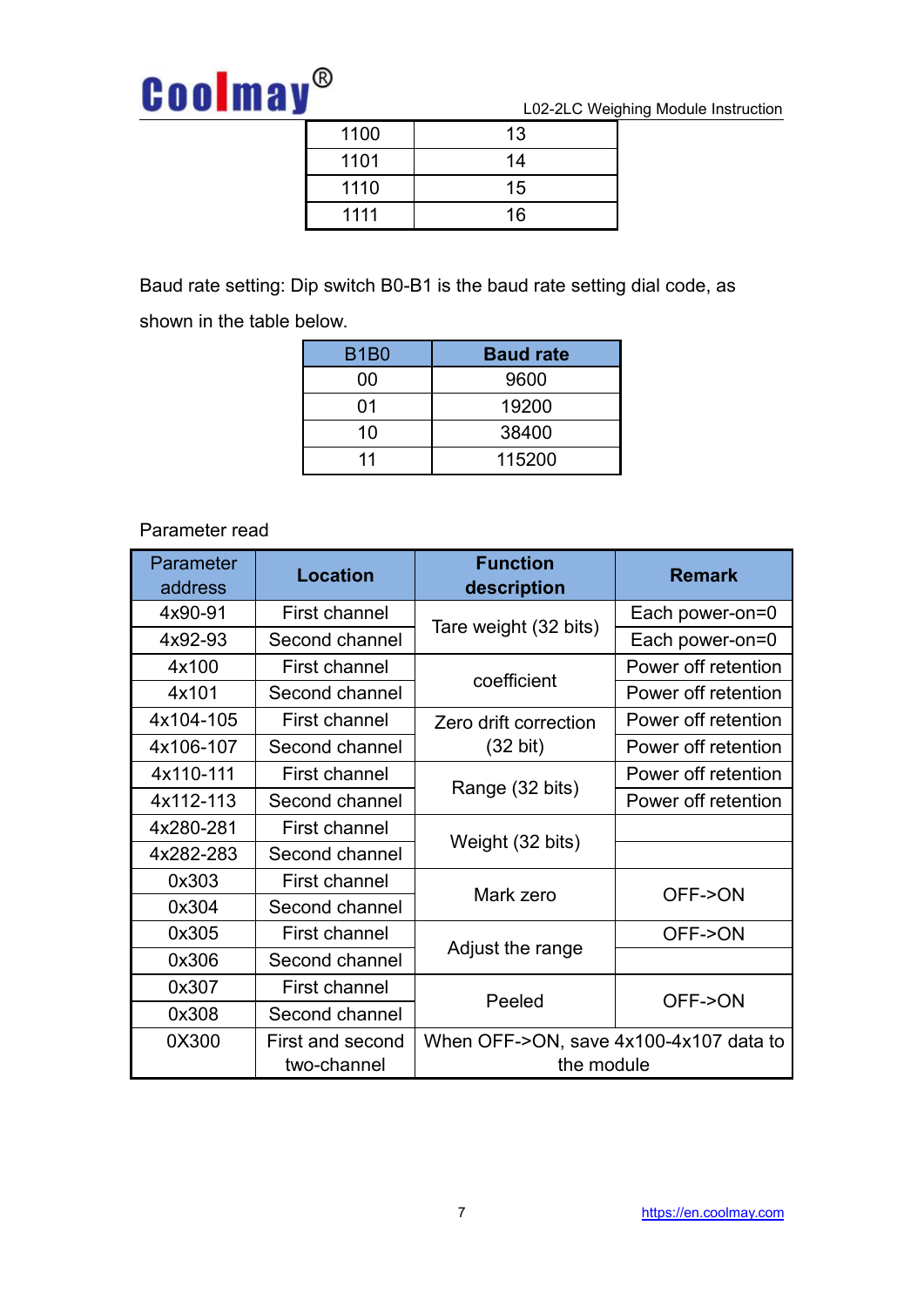| 1100 | 13 |
| --- | --- |
| 1101 | 14 |
| 1110 | 15 |
| 1111 | 16 |

Baud rate setting: Dip switch B0-B1 is the baud rate setting dial code, as shown in the table below.

| B1B0 | **Baud rate** |
| --- | --- |
| 00 | 9600 |
| 01 | 19200 |
| 10 | 38400 |
| 11 | 115200 |

Parameter read

| Parameter address | **Location** | **Function description** | **Remark** |
| --- | --- | --- | --- |
| 4x90-91 | First channel | Tare weight (32 bits) | Each power-on=0 |
| 4x92-93 | Second channel | | Each power-on=0 |
| 4x100 | First channel | coefficient | Power off retention |
| 4x101 | Second channel | | Power off retention |
| 4x104-105 | First channel | Zero drift correction (32 bit) | Power off retention |
| 4x106-107 | Second channel | | Power off retention |
| 4x110-111 | First channel | Range (32 bits) | Power off retention |
| 4x112-113 | Second channel | | Power off retention |
| 4x280-281 | First channel | Weight (32 bits) | |
| 4x282-283 | Second channel | | |
| 0x303 | First channel | Mark zero | OFF->ON |
| 0x304 | Second channel | | |
| 0x305 | First channel | Adjust the range | OFF->ON |
| 0x306 | Second channel | | |
| 0x307 | First channel | Peeled | OFF->ON |
| 0x308 | Second channel | | |
| 0X300 | First and second two-channel | When OFF->ON, save 4x100-4x107 data to the module | |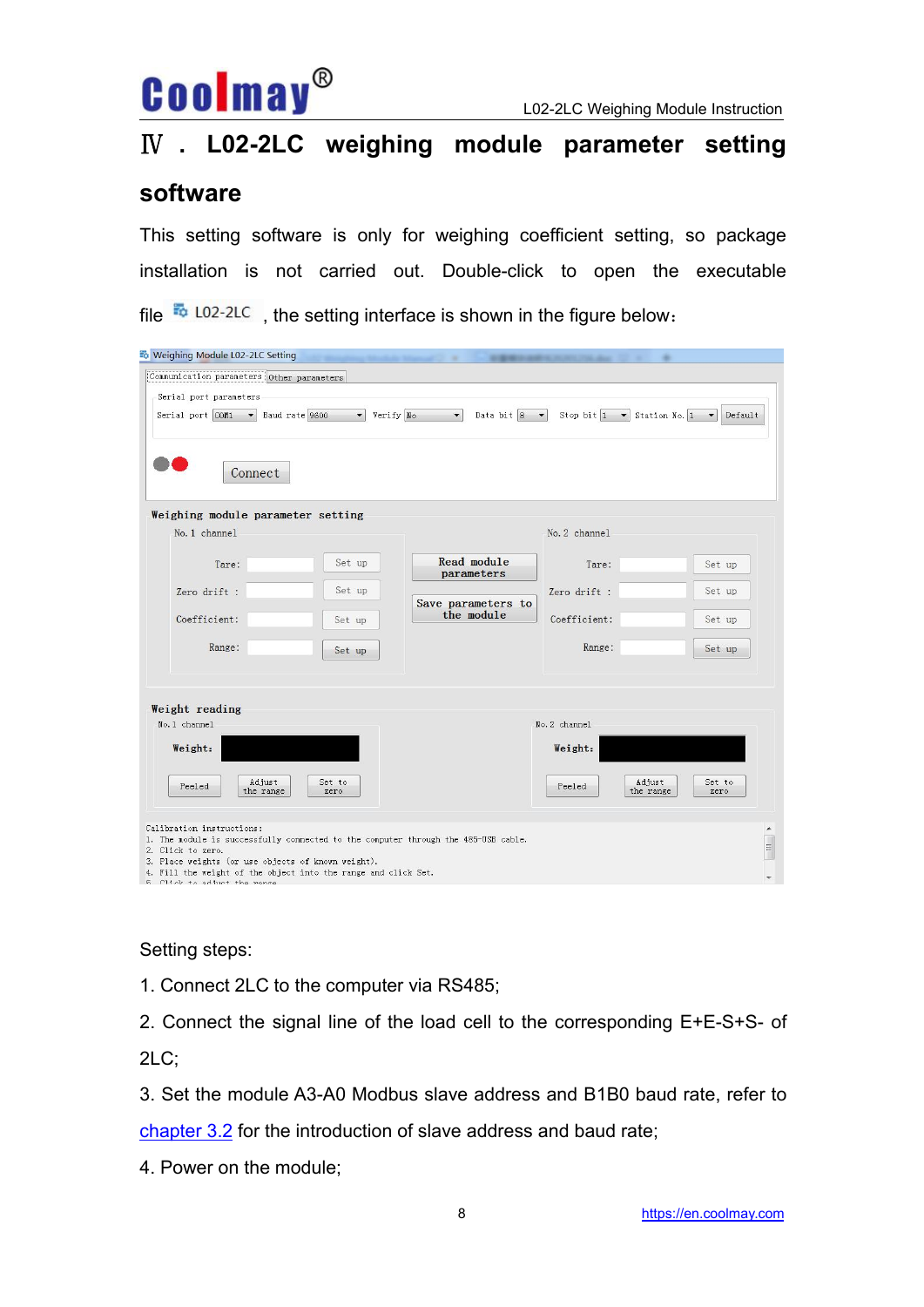## Ⅳ. L02-2LC weighing module parameter setting software

This setting software is only for weighing coefficient setting, so package installation is not carried out. Double-click to open the executable file L02-2LC, the setting interface is shown in the figure below：

Setting steps:

1. Connect 2LC to the computer via RS485;
2. Connect the signal line of the load cell to the corresponding E+E-S+S- of 2LC;
3. Set the module A3-A0 Modbus slave address and B1B0 baud rate, refer to chapter 3.2 for the introduction of slave address and baud rate;
4. Power on the module;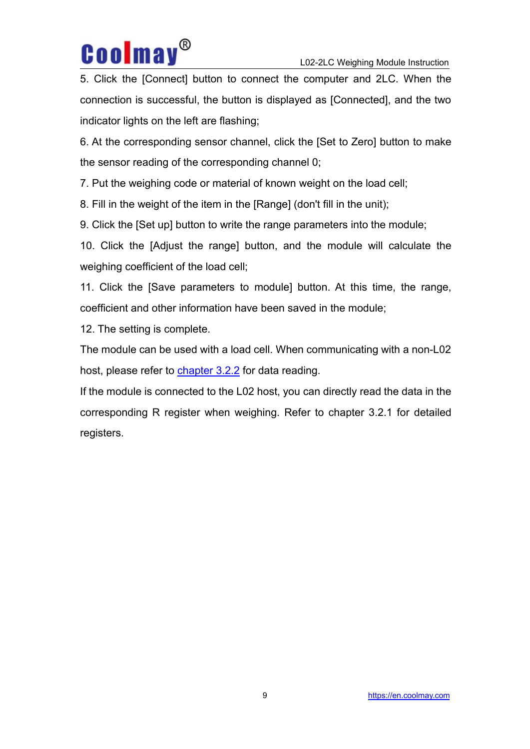5. Click the [Connect] button to connect the computer and 2LC. When the connection is successful, the button is displayed as [Connected], and the two indicator lights on the left are flashing;

6. At the corresponding sensor channel, click the [Set to Zero] button to make the sensor reading of the corresponding channel 0;

7. Put the weighing code or material of known weight on the load cell;

8. Fill in the weight of the item in the [Range] (don't fill in the unit);

9. Click the [Set up] button to write the range parameters into the module;

10. Click the [Adjust the range] button, and the module will calculate the weighing coefficient of the load cell;

11. Click the [Save parameters to module] button. At this time, the range, coefficient and other information have been saved in the module;

12. The setting is complete.

The module can be used with a load cell. When communicating with a non-L02 host, please refer to chapter 3.2.2 for data reading.

If the module is connected to the L02 host, you can directly read the data in the corresponding R register when weighing. Refer to chapter 3.2.1 for detailed registers.